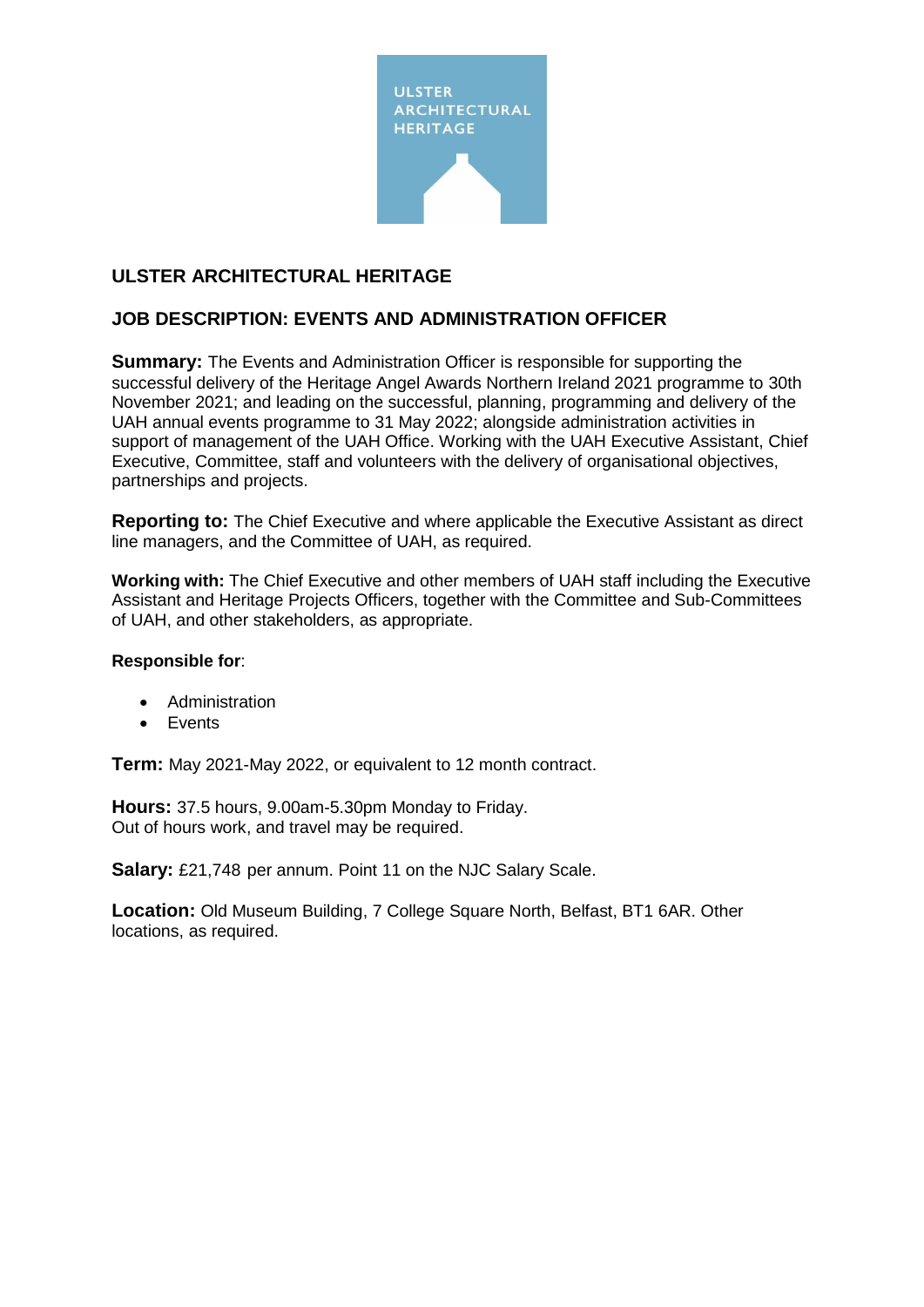# ULSTER ARCHITECTURAL HERITAGE

## JOB DESCRIPTION: EVENTS AND ADMINISTRATION OFFICER

**Summary:** The Events and Administration Officer is responsible for supporting the successful delivery of the Heritage Angel Awards Northern Ireland 2021 programme to 30th November 2021; and leading on the successful, planning, programming and delivery of the UAH annual events programme to 31 May 2022; alongside administration activities in support of management of the UAH Office. Working with the UAH Executive Assistant, Chief Executive, Committee, staff and volunteers with the delivery of organisational objectives, partnerships and projects.

**Reporting to:** The Chief Executive and where applicable the Executive Assistant as direct line managers, and the Committee of UAH, as required.

**Working with:** The Chief Executive and other members of UAH staff including the Executive Assistant and Heritage Projects Officers, together with the Committee and Sub-Committees of UAH, and other stakeholders, as appropriate.

**Responsible for**:

- Administration
- Events

**Term:** May 2021-May 2022, or equivalent to 12 month contract.

**Hours:** 37.5 hours, 9.00am-5.30pm Monday to Friday.
Out of hours work, and travel may be required.

**Salary:** £21,748 per annum. Point 11 on the NJC Salary Scale.

**Location:** Old Museum Building, 7 College Square North, Belfast, BT1 6AR. Other locations, as required.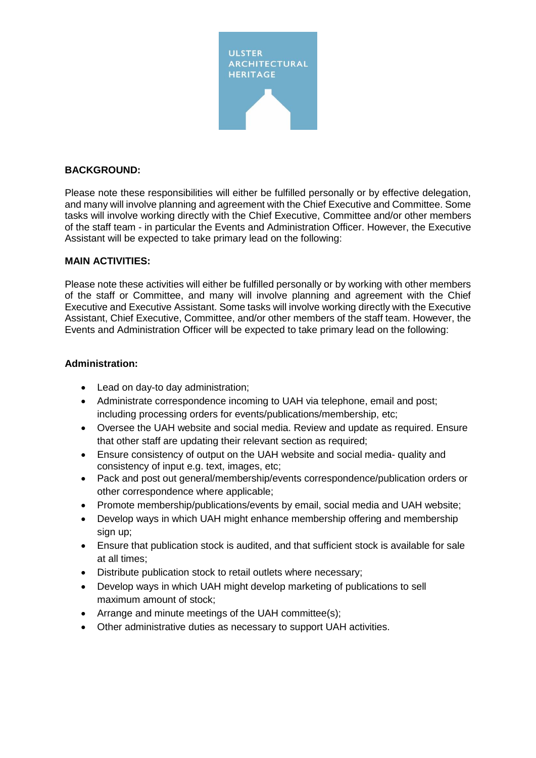**BACKGROUND:**

Please note these responsibilities will either be fulfilled personally or by effective delegation, and many will involve planning and agreement with the Chief Executive and Committee. Some tasks will involve working directly with the Chief Executive, Committee and/or other members of the staff team - in particular the Events and Administration Officer. However, the Executive Assistant will be expected to take primary lead on the following:

**MAIN ACTIVITIES:**

Please note these activities will either be fulfilled personally or by working with other members of the staff or Committee, and many will involve planning and agreement with the Chief Executive and Executive Assistant. Some tasks will involve working directly with the Executive Assistant, Chief Executive, Committee, and/or other members of the staff team. However, the Events and Administration Officer will be expected to take primary lead on the following:

**Administration:**

- Lead on day-to day administration;
- Administrate correspondence incoming to UAH via telephone, email and post; including processing orders for events/publications/membership, etc;
- Oversee the UAH website and social media. Review and update as required. Ensure that other staff are updating their relevant section as required;
- Ensure consistency of output on the UAH website and social media- quality and consistency of input e.g. text, images, etc;
- Pack and post out general/membership/events correspondence/publication orders or other correspondence where applicable;
- Promote membership/publications/events by email, social media and UAH website;
- Develop ways in which UAH might enhance membership offering and membership sign up;
- Ensure that publication stock is audited, and that sufficient stock is available for sale at all times;
- Distribute publication stock to retail outlets where necessary;
- Develop ways in which UAH might develop marketing of publications to sell maximum amount of stock;
- Arrange and minute meetings of the UAH committee(s);
- Other administrative duties as necessary to support UAH activities.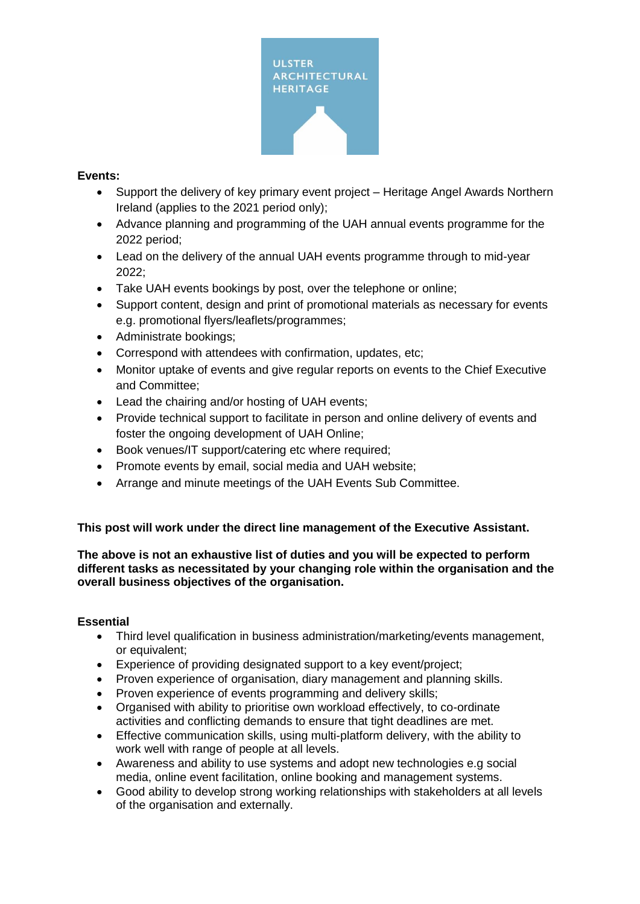ULSTER ARCHITECTURAL HERITAGE

**Events:**

- Support the delivery of key primary event project – Heritage Angel Awards Northern Ireland (applies to the 2021 period only);
- Advance planning and programming of the UAH annual events programme for the 2022 period;
- Lead on the delivery of the annual UAH events programme through to mid-year 2022;
- Take UAH events bookings by post, over the telephone or online;
- Support content, design and print of promotional materials as necessary for events e.g. promotional flyers/leaflets/programmes;
- Administrate bookings;
- Correspond with attendees with confirmation, updates, etc;
- Monitor uptake of events and give regular reports on events to the Chief Executive and Committee;
- Lead the chairing and/or hosting of UAH events;
- Provide technical support to facilitate in person and online delivery of events and foster the ongoing development of UAH Online;
- Book venues/IT support/catering etc where required;
- Promote events by email, social media and UAH website;
- Arrange and minute meetings of the UAH Events Sub Committee.

**This post will work under the direct line management of the Executive Assistant.**

**The above is not an exhaustive list of duties and you will be expected to perform different tasks as necessitated by your changing role within the organisation and the overall business objectives of the organisation.**

**Essential**

- Third level qualification in business administration/marketing/events management, or equivalent;
- Experience of providing designated support to a key event/project;
- Proven experience of organisation, diary management and planning skills.
- Proven experience of events programming and delivery skills;
- Organised with ability to prioritise own workload effectively, to co-ordinate activities and conflicting demands to ensure that tight deadlines are met.
- Effective communication skills, using multi-platform delivery, with the ability to work well with range of people at all levels.
- Awareness and ability to use systems and adopt new technologies e.g social media, online event facilitation, online booking and management systems.
- Good ability to develop strong working relationships with stakeholders at all levels of the organisation and externally.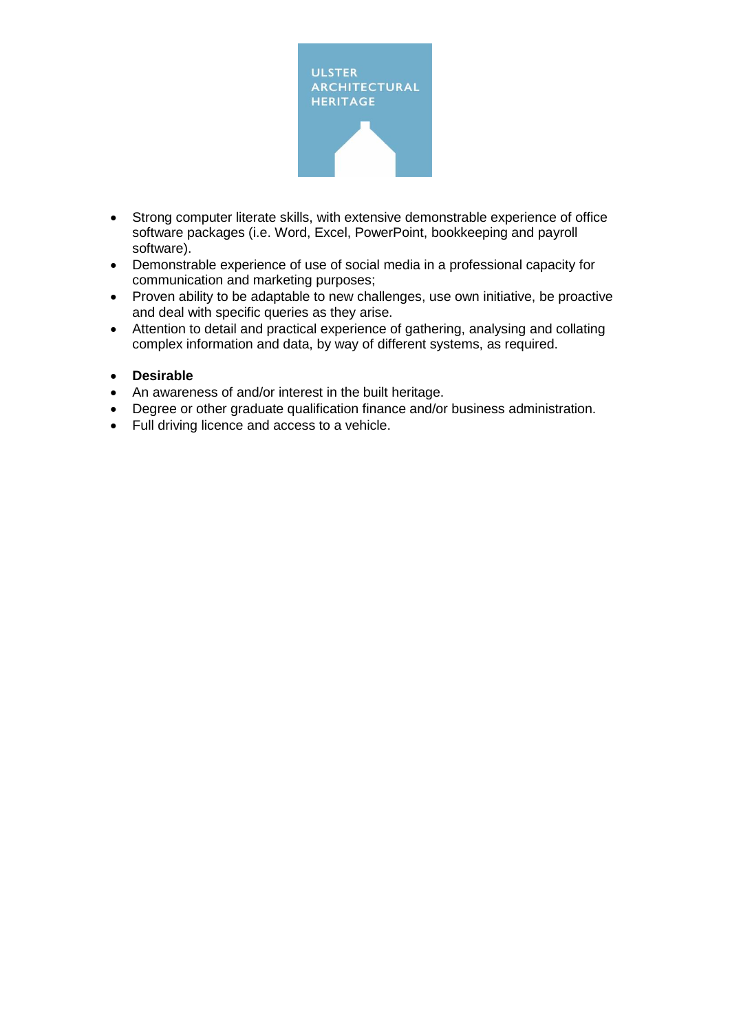- Strong computer literate skills, with extensive demonstrable experience of office software packages (i.e. Word, Excel, PowerPoint, bookkeeping and payroll software).
- Demonstrable experience of use of social media in a professional capacity for communication and marketing purposes;
- Proven ability to be adaptable to new challenges, use own initiative, be proactive and deal with specific queries as they arise.
- Attention to detail and practical experience of gathering, analysing and collating complex information and data, by way of different systems, as required.

- **Desirable**
- An awareness of and/or interest in the built heritage.
- Degree or other graduate qualification finance and/or business administration.
- Full driving licence and access to a vehicle.